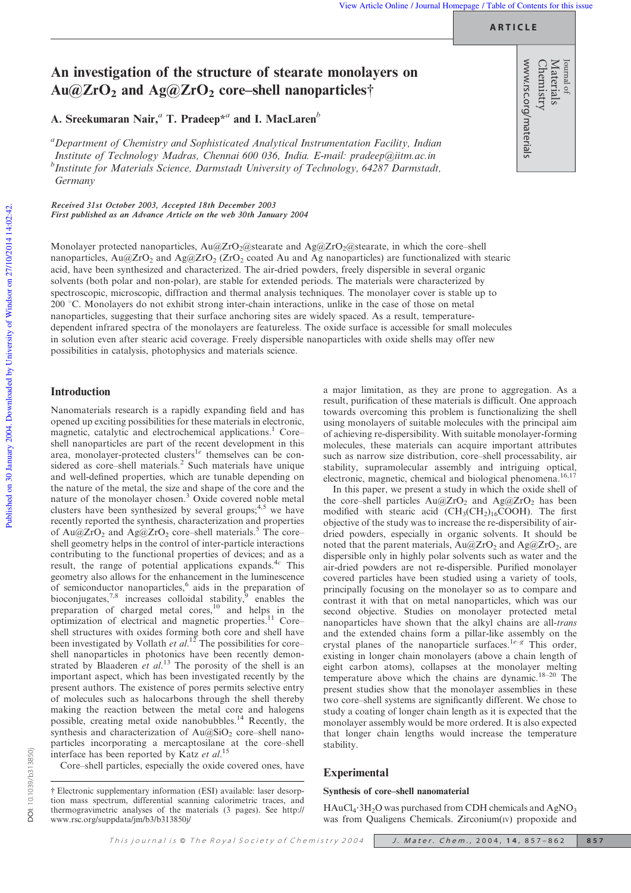# An investigation of the structure of stearate monolayers on $Au@ZrO_2$ and $Ag@ZrO_2$ core–shell nanoparticles†

A. Sreekumaran Nair,[a] T. Pradeep*[a] and I. MacLaren[b]

[a]Department of Chemistry and Sophisticated Analytical Instrumentation Facility, Indian Institute of Technology Madras, Chennai 600 036, India. E-mail: pradeep@iitm.ac.in

[b]Institute for Materials Science, Darmstadt University of Technology, 64287 Darmstadt, Germany

*Received 31st October 2003, Accepted 18th December 2003*
*First published as an Advance Article on the web 30th January 2004*

Monolayer protected nanoparticles, $Au@ZrO_2$@stearate and $Ag@ZrO_2$@stearate, in which the core–shell nanoparticles, $Au@ZrO_2$ and $Ag@ZrO_2$ ($ZrO_2$ coated Au and Ag nanoparticles) are functionalized with stearic acid, have been synthesized and characterized. The air-dried powders, freely dispersible in several organic solvents (both polar and non-polar), are stable for extended periods. The materials were characterized by spectroscopic, microscopic, diffraction and thermal analysis techniques. The monolayer cover is stable up to 200 °C. Monolayers do not exhibit strong inter-chain interactions, unlike in the case of those on metal nanoparticles, suggesting that their surface anchoring sites are widely spaced. As a result, temperature-dependent infrared spectra of the monolayers are featureless. The oxide surface is accessible for small molecules in solution even after stearic acid coverage. Freely dispersible nanoparticles with oxide shells may offer new possibilities in catalysis, photophysics and materials science.

## Introduction

Nanomaterials research is a rapidly expanding field and has opened up exciting possibilities for these materials in electronic, magnetic, catalytic and electrochemical applications.[1] Core–shell nanoparticles are part of the recent development in this area, monolayer-protected clusters[1e] themselves can be considered as core–shell materials.[2] Such materials have unique and well-defined properties, which are tunable depending on the nature of the metal, the size and shape of the core and the nature of the monolayer chosen.[3] Oxide covered noble metal clusters have been synthesized by several groups;[4,5] we have recently reported the synthesis, characterization and properties of $Au@ZrO_2$ and $Ag@ZrO_2$ core–shell materials.[5] The core–shell geometry helps in the control of inter-particle interactions contributing to the functional properties of devices; and as a result, the range of potential applications expands.[4c] This geometry also allows for the enhancement in the luminescence of semiconductor nanoparticles,[6] aids in the preparation of bioconjugates,[7,8] increases colloidal stability,[9] enables the preparation of charged metal cores,[10] and helps in the optimization of electrical and magnetic properties.[11] Core–shell structures with oxides forming both core and shell have been investigated by Vollath *et al.*[12] The possibilities for core–shell nanoparticles in photonics have been recently demonstrated by Blaaderen *et al.*[13] The porosity of the shell is an important aspect, which has been investigated recently by the present authors. The existence of pores permits selective entry of molecules such as halocarbons through the shell thereby making the reaction between the metal core and halogens possible, creating metal oxide nanobubbles.[14] Recently, the synthesis and characterization of $Au@SiO_2$ core–shell nanoparticles incorporating a mercaptosilane at the core–shell interface has been reported by Katz *et al.*[15]

Core–shell particles, especially the oxide covered ones, have a major limitation, as they are prone to aggregation. As a result, purification of these materials is difficult. One approach towards overcoming this problem is functionalizing the shell using monolayers of suitable molecules with the principal aim of achieving re-dispersibility. With suitable monolayer-forming molecules, these materials can acquire important attributes such as narrow size distribution, core–shell processability, air stability, supramolecular assembly and intriguing optical, electronic, magnetic, chemical and biological phenomena.[16,17]

In this paper, we present a study in which the oxide shell of the core–shell particles $Au@ZrO_2$ and $Ag@ZrO_2$ has been modified with stearic acid ($CH_3(CH_2)_{16}COOH$). The first objective of the study was to increase the re-dispersibility of air-dried powders, especially in organic solvents. It should be noted that the parent materials, $Au@ZrO_2$ and $Ag@ZrO_2$, are dispersible only in highly polar solvents such as water and the air-dried powders are not re-dispersible. Purified monolayer covered particles have been studied using a variety of tools, principally focusing on the monolayer so as to compare and contrast it with that on metal nanoparticles, which was our second objective. Studies on monolayer protected metal nanoparticles have shown that the alkyl chains are all-*trans* and the extended chains form a pillar-like assembly on the crystal planes of the nanoparticle surfaces.[1e–g] This order, existing in longer chain monolayers (above a chain length of eight carbon atoms), collapses at the monolayer melting temperature above which the chains are dynamic.[18–20] The present studies show that the monolayer assemblies in these two core–shell systems are significantly different. We chose to study a coating of longer chain length as it is expected that the monolayer assembly would be more ordered. It is also expected that longer chain lengths would increase the temperature stability.

## Experimental

### Synthesis of core–shell nanomaterial

$HAuCl_4 \cdot 3H_2O$ was purchased from CDH chemicals and $AgNO_3$ was from Qualigens Chemicals. Zirconium(IV) propoxide and

† Electronic supplementary information (ESI) available: laser desorption mass spectrum, differential scanning calorimetric traces, and thermogravimetric analyses of the materials (3 pages). See http://www.rsc.org/suppdata/jm/b3/b313850j/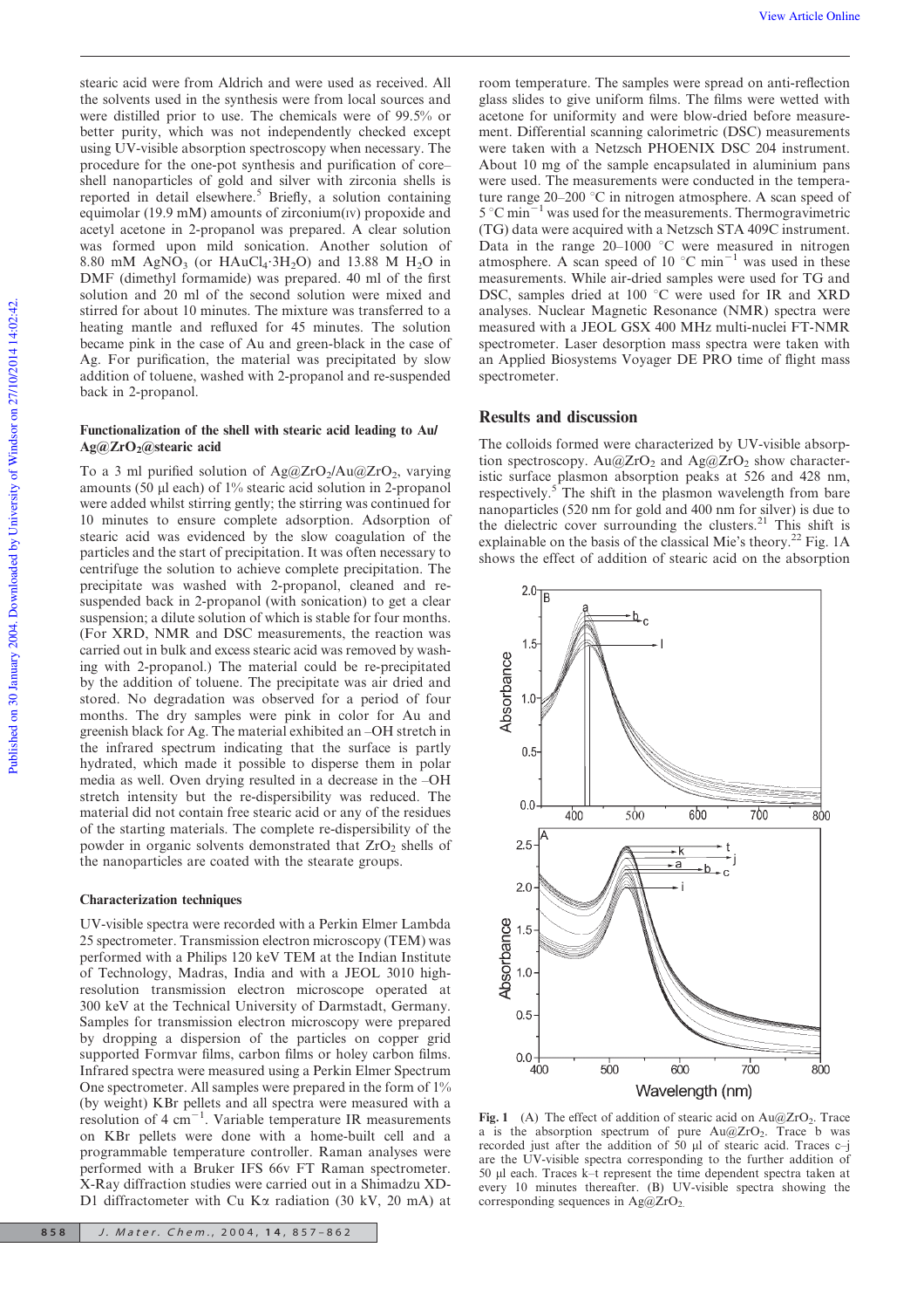stearic acid were from Aldrich and were used as received. All the solvents used in the synthesis were from local sources and were distilled prior to use. The chemicals were of 99.5% or better purity, which was not independently checked except using UV-visible absorption spectroscopy when necessary. The procedure for the one-pot synthesis and purification of core–shell nanoparticles of gold and silver with zirconia shells is reported in detail elsewhere.[5] Briefly, a solution containing equimolar (19.9 mM) amounts of zirconium(IV) propoxide and acetyl acetone in 2-propanol was prepared. A clear solution was formed upon mild sonication. Another solution of 8.80 mM $AgNO_3$ (or $HAuCl_4 \cdot 3H_2O$) and 13.88 M $H_2O$ in DMF (dimethyl formamide) was prepared. 40 ml of the first solution and 20 ml of the second solution were mixed and stirred for about 10 minutes. The mixture was transferred to a heating mantle and refluxed for 45 minutes. The solution became pink in the case of Au and green-black in the case of Ag. For purification, the material was precipitated by slow addition of toluene, washed with 2-propanol and re-suspended back in 2-propanol.

### Functionalization of the shell with stearic acid leading to Au/Ag@$ZrO_2$@stearic acid

To a 3 ml purified solution of Ag@$ZrO_2$/Au@$ZrO_2$, varying amounts (50 μl each) of 1% stearic acid solution in 2-propanol were added whilst stirring gently; the stirring was continued for 10 minutes to ensure complete adsorption. Adsorption of stearic acid was evidenced by the slow coagulation of the particles and the start of precipitation. It was often necessary to centrifuge the solution to achieve complete precipitation. The precipitate was washed with 2-propanol, cleaned and re-suspended back in 2-propanol (with sonication) to get a clear suspension; a dilute solution of which is stable for four months. (For XRD, NMR and DSC measurements, the reaction was carried out in bulk and excess stearic acid was removed by washing with 2-propanol.) The material could be re-precipitated by the addition of toluene. The precipitate was air dried and stored. No degradation was observed for a period of four months. The dry samples were pink in color for Au and greenish black for Ag. The material exhibited an –OH stretch in the infrared spectrum indicating that the surface is partly hydrated, which made it possible to disperse them in polar media as well. Oven drying resulted in a decrease in the –OH stretch intensity but the re-dispersibility was reduced. The material did not contain free stearic acid or any of the residues of the starting materials. The complete re-dispersibility of the powder in organic solvents demonstrated that $ZrO_2$ shells of the nanoparticles are coated with the stearate groups.

### Characterization techniques

UV-visible spectra were recorded with a Perkin Elmer Lambda 25 spectrometer. Transmission electron microscopy (TEM) was performed with a Philips 120 keV TEM at the Indian Institute of Technology, Madras, India and with a JEOL 3010 high-resolution transmission electron microscope operated at 300 keV at the Technical University of Darmstadt, Germany. Samples for transmission electron microscopy were prepared by dropping a dispersion of the particles on copper grid supported Formvar films, carbon films or holey carbon films. Infrared spectra were measured using a Perkin Elmer Spectrum One spectrometer. All samples were prepared in the form of 1% (by weight) KBr pellets and all spectra were measured with a resolution of 4 $cm^{-1}$. Variable temperature IR measurements on KBr pellets were done with a home-built cell and a programmable temperature controller. Raman analyses were performed with a Bruker IFS 66v FT Raman spectrometer. X-Ray diffraction studies were carried out in a Shimadzu XD-D1 diffractometer with Cu Kα radiation (30 kV, 20 mA) at room temperature. The samples were spread on anti-reflection glass slides to give uniform films. The films were wetted with acetone for uniformity and were blow-dried before measurement. Differential scanning calorimetry (DSC) measurements were taken with a Netzsch PHOENIX DSC 204 instrument. About 10 mg of the sample encapsulated in aluminium pans were used. The measurements were conducted in the temperature range 20–200 °C in nitrogen atmosphere. A scan speed of 5 °C $min^{-1}$ was used for the measurements. Thermogravimetric (TG) data were acquired with a Netzsch STA 409C instrument. Data in the range 20–1000 °C were measured in nitrogen atmosphere. A scan speed of 10 °C $min^{-1}$ was used in these measurements. While air-dried samples were used for TG and DSC, samples dried at 100 °C were used for IR and XRD analyses. Nuclear Magnetic Resonance (NMR) spectra were measured with a JEOL GSX 400 MHz multi-nuclei FT-NMR spectrometer. Laser desorption mass spectra were taken with an Applied Biosystems Voyager DE PRO time of flight mass spectrometer.

## Results and discussion

The colloids formed were characterized by UV-visible absorption spectroscopy. Au@$ZrO_2$ and Ag@$ZrO_2$ show characteristic surface plasmon absorption peaks at 526 and 428 nm, respectively.[5] The shift in the plasmon wavelength from bare nanoparticles (520 nm for gold and 400 nm for silver) is due to the dielectric cover surrounding the clusters.[21] This shift is explainable on the basis of the classical Mie's theory.[22] Fig. 1A shows the effect of addition of stearic acid on the absorption

**Fig. 1** (A) The effect of addition of stearic acid on Au@$ZrO_2$. Trace a is the absorption spectrum of pure Au@$ZrO_2$. Trace b was recorded just after the addition of 50 μl of stearic acid. Traces c–j are the UV-visible spectra corresponding to the further addition of 50 μl each. Traces k–t represent the time dependent spectra taken at every 10 minutes thereafter. (B) UV-visible spectra showing the corresponding sequences in Ag@$ZrO_2$.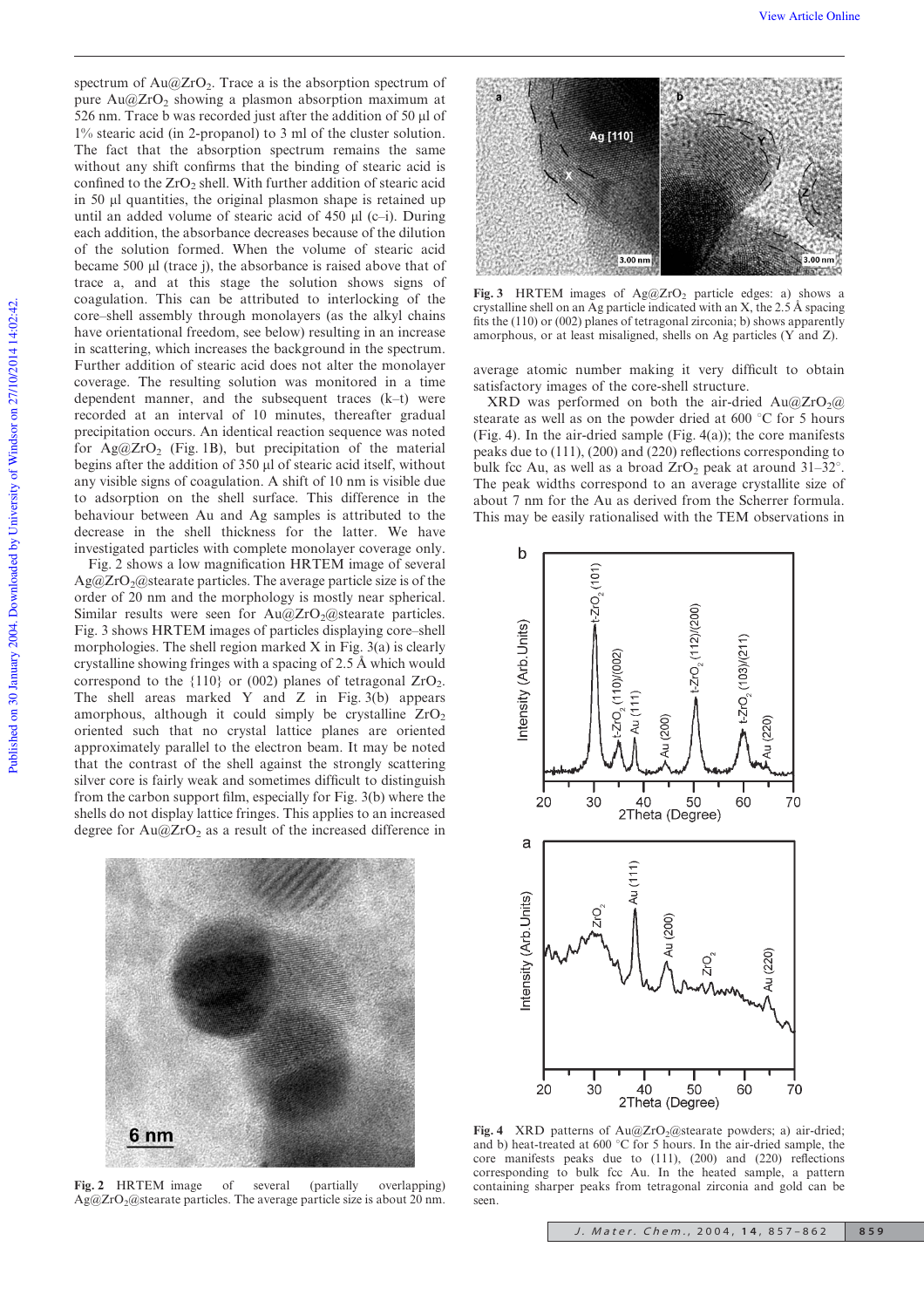spectrum of $Au@ZrO_2$. Trace a is the absorption spectrum of pure $Au@ZrO_2$ showing a plasmon absorption maximum at 526 nm. Trace b was recorded just after the addition of 50 μl of 1% stearic acid (in 2-propanol) to 3 ml of the cluster solution. The fact that the absorption spectrum remains the same without any shift confirms that the binding of stearic acid is confined to the $ZrO_2$ shell. With further addition of stearic acid in 50 μl quantities, the original plasmon shape is retained up until an added volume of stearic acid of 450 μl (c–i). During each addition, the absorbance decreases because of the dilution of the solution formed. When the volume of stearic acid became 500 μl (trace j), the absorbance is raised above that of trace a, and at this stage the solution shows signs of coagulation. This can be attributed to interlocking of the core–shell assembly through monolayers (as the alkyl chains have orientational freedom, see below) resulting in an increase in scattering, which increases the background in the spectrum. Further addition of stearic acid does not alter the monolayer coverage. The resulting solution was monitored in a time dependent manner, and the subsequent traces (k–t) were recorded at an interval of 10 minutes, thereafter gradual precipitation occurs. An identical reaction sequence was noted for $Ag@ZrO_2$ (Fig. 1B), but precipitation of the material begins after the addition of 350 μl of stearic acid itself, without any visible signs of coagulation. A shift of 10 nm is visible due to adsorption on the shell surface. This difference in the behaviour between Au and Ag samples is attributed to the decrease in the shell thickness for the latter. We have investigated particles with complete monolayer coverage only.

Fig. 2 shows a low magnification HRTEM image of $Ag@ZrO_2@$stearate particles. The average particle size is of the order of 20 nm and the morphology is mostly near spherical. Similar results were seen for $Au@ZrO_2@$stearate particles. Fig. 3 shows HRTEM images of particles displaying core–shell morphologies. The shell region marked X in Fig. 3(a) is clearly crystalline showing fringes with a spacing of 2.5 Å which would correspond to the {110} or (002) planes of tetragonal $ZrO_2$. The shell areas marked Y and Z in Fig. 3(b) appears amorphous, although it could simply be crystalline $ZrO_2$ oriented such that no crystal lattice planes are oriented approximately parallel to the electron beam. It may be noted that the contrast of the shell against the strongly scattering silver core is fairly weak and sometimes difficult to distinguish from the carbon support film, especially for Fig. 3(b) where the shells do not display lattice fringes. This applies to an increased degree for $Au@ZrO_2$ as a result of the increased difference in average atomic number making it very difficult to obtain satisfactory images of the core-shell structure.

Fig. 2 HRTEM image of several (partially overlapping) $Ag@ZrO_2@$stearate particles. The average particle size is about 20 nm.

Fig. 3 HRTEM images of $Ag@ZrO_2$ particle edges: a) shows a crystalline shell on an Ag particle indicated with an X, the 2.5 Å spacing fits the (110) or (002) planes of tetragonal zirconia; b) shows apparently amorphous, or at least misaligned, shells on Ag particles (Y and Z).

XRD was performed on both the air-dried $Au@ZrO_2@$stearate as well as on the powder dried at 600 °C for 5 hours (Fig. 4). In the air-dried sample (Fig. 4(a)); the core manifests peaks due to (111), (200) and (220) reflections corresponding to bulk fcc Au, as well as a broad $ZrO_2$ peak at around 31–32°. The peak widths correspond to an average crystallite size of about 7 nm for the Au as derived from the Scherrer formula. This may be easily rationalised with the TEM observations in

Fig. 4 XRD patterns of $Au@ZrO_2@$stearate powders; a) air-dried; and b) heat-treated at 600 °C for 5 hours. In the air-dried sample, the core manifests peaks due to (111), (200) and (220) reflections corresponding to bulk fcc Au. In the heated sample, a pattern containing sharper peaks from tetragonal zirconia and gold can be seen.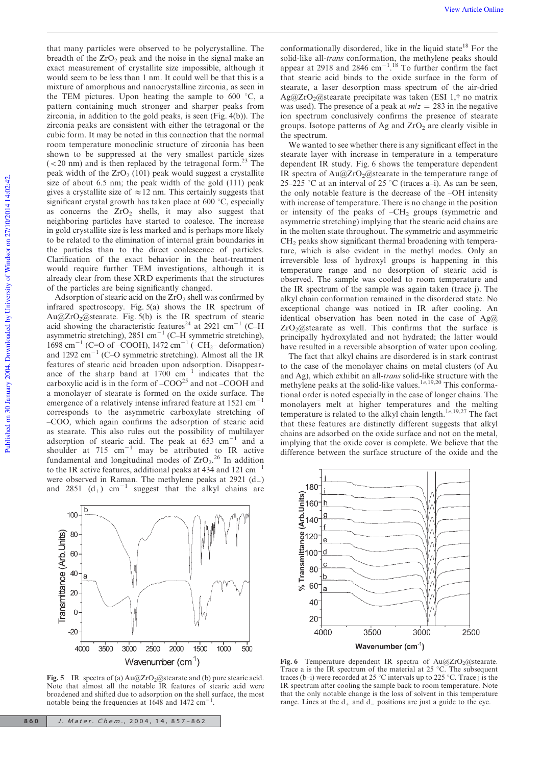that many particles were observed to be polycrystalline. The breadth of the $ZrO_2$ peak and the noise in the signal make an exact measurement of crystallite size impossible, although it would seem to be less than 1 nm. It could well be that this is a mixture of amorphous and nanocrystalline zirconia, as seen in the TEM pictures. Upon heating the sample to 600 °C, a pattern containing much stronger and sharper peaks from zirconia, in addition to the gold peaks, is seen (Fig. 4(b)). The zirconia peaks are consistent with either the tetragonal or the cubic form. It may be noted in this connection that the normal room temperature monoclinic structure of zirconia has been shown to be suppressed at the very smallest particle sizes (<20 nm) and is then replaced by the tetragonal form.[23] The peak width of the $ZrO_2$ (101) peak would suggest a crystallite size of about 6.5 nm; the peak width of the gold (111) peak gives a crystallite size of ≈12 nm. This certainly suggests that significant crystal growth has taken place at 600 °C, especially as concerns the $ZrO_2$ shells, it may also suggest that neighboring particles have started to coalesce. The increase in gold crystallite size is less marked and is perhaps more likely to be related to the elimination of internal grain boundaries in the particles than to the direct coalescence of particles. Clarification of the exact behavior in the heat-treatment would require further TEM investigations, although it is already clear from these XRD experiments that the structures of the particles are being significantly changed.

Adsorption of stearic acid on the $ZrO_2$ shell was confirmed by infrared spectroscopy. Fig. 5(a) shows the IR spectrum of Au@$ZrO_2$@stearate. Fig. 5(b) is the IR spectrum of stearic acid showing the characteristic features[24] at 2921 $cm^{-1}$ (C–H asymmetric stretching), 2851 $cm^{-1}$ (C–H symmetric stretching), 1698 $cm^{-1}$ (C=O of –COOH), 1472 $cm^{-1}$ (–$CH_2$– deformation) and 1292 $cm^{-1}$ (C–O symmetric stretching). Almost all the IR features of stearic acid broaden upon adsorption. Disappearance of the sharp band at 1700 $cm^{-1}$ indicates that the carboxylic acid is in the form of –$COO^-$[25] and not –COOH and a monolayer of stearate is formed on the oxide surface. The emergence of a relatively intense infrared feature at 1521 $cm^{-1}$ corresponds to the asymmetric carboxylate stretching of –COO, which again confirms the adsorption of stearic acid as stearate. This also rules out the possibility of multilayer adsorption of stearic acid. The peak at 653 $cm^{-1}$ and a shoulder at 715 $cm^{-1}$ may be attributed to IR active fundamental and longitudinal modes of $ZrO_2$.[26] In addition to the IR active features, additional peaks at 434 and 121 $cm^{-1}$ were observed in Raman. The methylene peaks at 2921 ($d_-$) and 2851 ($d_+$) $cm^{-1}$ suggest that the alkyl chains are conformationally disordered, like in the liquid state[18] For the solid-like all-*trans* conformation, the methylene peaks should appear at 2918 and 2846 $cm^{-1}$.[18] To further confirm the fact that stearic acid binds to the oxide surface in the form of stearate, a laser desorption mass spectrum of the air-dried Ag@$ZrO_2$@stearate precipitate was taken (ESI 1,† no matrix was used). The presence of a peak at $m/z$ = 283 in the negative ion spectrum conclusively confirms the presence of stearate groups. Isotope patterns of Ag and $ZrO_2$ are clearly visible in the spectrum.

We wanted to see whether there is any significant effect in the stearate layer with increase in temperature in a temperature dependent IR study. Fig. 6 shows the temperature dependent IR spectra of Au@$ZrO_2$@stearate in the temperature range of 25–225 °C at an interval of 25 °C (traces a–i). As can be seen, the only notable feature is the decrease of the –OH intensity with increase of temperature. There is no change in the position or intensity of the peaks of –$CH_2$ groups (symmetric and asymmetric stretching) implying that the stearic acid chains are in the molten state throughout. The symmetric and asymmetric $CH_2$ peaks show significant thermal broadening with temperature, which is also evident in the methyl modes. Only an irreversible loss of hydroxyl groups is happening in this temperature range and no desorption of stearic acid is observed. The sample was cooled to room temperature and the IR spectrum of the sample was again taken (trace j). The alkyl chain conformation remained in the disordered state. No exceptional change was noticed in IR after cooling. An identical observation has been noted in the case of Ag@$ZrO_2$@stearate as well. This confirms that the surface is principally hydroxylated and not hydrated; the latter would have resulted in a reversible absorption of water upon cooling.

The fact that alkyl chains are disordered is in stark contrast to the case of the monolayer chains on metal clusters (of Au and Ag), which exhibit an all-*trans* solid-like structure with the methylene peaks at the solid-like values.[1e,19,20] This conformational order is noted especially in the case of longer chains. The monolayers melt at higher temperatures and the melting temperature is related to the alkyl chain length.[1e,19,27] The fact that these features are distinctly different suggests that alkyl chains are adsorbed on the oxide surface and not on the metal, implying that the oxide cover is complete. We believe that the difference between the surface structure of the oxide and the

**Fig. 5** IR spectra of (a) Au@$ZrO_2$@stearate and (b) pure stearic acid. Note that almost all the notable IR features of stearic acid were broadened and shifted due to adsorption on the shell surface, the most notable being the frequencies at 1648 and 1472 $cm^{-1}$.

**Fig. 6** Temperature dependent IR spectra of Au@$ZrO_2$@stearate. Trace a is the IR spectrum of the material at 25 °C. The subsequent traces (b–i) were recorded at 25 °C intervals up to 225 °C. Trace j is the IR spectrum after cooling the sample back to room temperature. Note that the only notable change is the loss of solvent in this temperature range. Lines at the $d_+$ and $d_-$ positions are just a guide to the eye.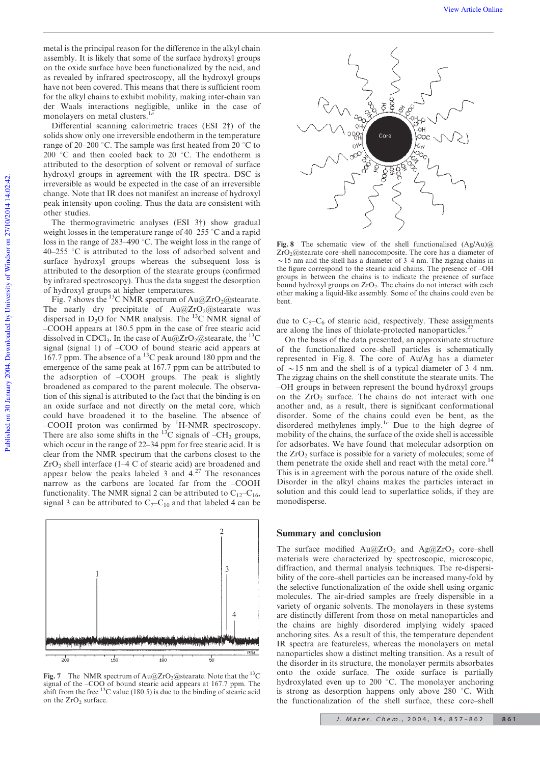metal is the principal reason for the difference in the alkyl chain assembly. It is likely that some of the surface hydroxyl groups on the oxide surface have been functionalized by the acid, and as revealed by infrared spectroscopy, all the hydroxyl groups have not been covered. This means that there is sufficient room for the alkyl chains to exhibit mobility, making inter-chain van der Waals interactions negligible, unlike in the case of monolayers on metal clusters.[1e]

Differential scanning calorimetric traces (ESI 2†) of the solids show only one irreversible endotherm in the temperature range of 20–200 °C. The sample was first heated from 20 °C to 200 °C and then cooled back to 20 °C. The endotherm is attributed to the desorption of solvent or removal of surface hydroxyl groups in agreement with the IR spectra. DSC is irreversible as would be expected in the case of an irreversible change. Note that IR does not manifest an increase of hydroxyl peak intensity upon cooling. Thus the data are consistent with other studies.

The thermogravimetric analyses (ESI 3†) show gradual weight losses in the temperature range of 40–255 °C and a rapid loss in the range of 283–490 °C. The weight loss in the range of 40–255 °C is attributed to the loss of adsorbed solvent and surface hydroxyl groups whereas the subsequent loss is attributed to the desorption of the stearate groups (confirmed by infrared spectroscopy). Thus the data suggest the desorption of hydroxyl groups at higher temperatures.

Fig. 7 shows the $^{13}$C NMR spectrum of Au@$ZrO_2$@stearate. The nearly dry precipitate of Au@$ZrO_2$@stearate was dispersed in $D_2O$ for NMR analysis. The $^{13}$C NMR signal of –COOH appears at 180.5 ppm in the case of free stearic acid dissolved in $CDCl_3$. In the case of Au@$ZrO_2$@stearate, the $^{13}$C signal (signal 1) of –COO of bound stearic acid appears at 167.7 ppm. The absence of a $^{13}$C peak around 180 ppm and the emergence of the same peak at 167.7 ppm can be attributed to the adsorption of –COOH groups. The peak is slightly broadened as compared to the parent molecule. The observation of this signal is attributed to the fact that the binding is on an oxide surface and not directly on the metal core, which could have broadened it to the baseline. The absence of –COOH proton was confirmed by $^{1}$H-NMR spectroscopy. There are also some shifts in the $^{13}$C signals of –$CH_2$ groups, which occur in the range of 22–34 ppm for free stearic acid. It is clear from the NMR spectrum that the carbons closest to the $ZrO_2$ shell interface (1–4 C of stearic acid) are broadened and appear below the peaks labeled 3 and 4.[27] The resonances narrow as the carbons are located far from the –COOH functionality. The NMR signal 2 can be attributed to $C_{12}$–$C_{16}$, signal 3 can be attributed to $C_7$–$C_{10}$ and that labeled 4 can be due to $C_5$–$C_6$ of stearic acid, respectively. These assignments are along the lines of thiolate-protected nanoparticles.[27]

Fig. 7 The NMR spectrum of Au@$ZrO_2$@stearate. Note that the $^{13}$C signal of the –COO of bound stearic acid appears at 167.7 ppm. The shift from the free $^{13}$C value (180.5) is due to the binding of stearic acid on the $ZrO_2$ surface.

Fig. 8 The schematic view of the shell functionalised (Ag/Au)@$ZrO_2$@stearate core–shell nanocomposite. The core has a diameter of ~15 nm and the shell has a diameter of 3–4 nm. The zigzag chains in the figure correspond to the stearic acid chains. The presence of –OH groups in between the chains is to indicate the presence of surface bound hydroxyl groups on $ZrO_2$. The chains do not interact with each other making a liquid-like assembly. Some of the chains could even be bent.

On the basis of the data presented, an approximate structure of the functionalized core–shell particles is schematically represented in Fig. 8. The core of Au/Ag has a diameter of ~15 nm and the shell is of a typical diameter of 3–4 nm. The zigzag chains on the shell constitute the stearate units. The –OH groups in between represent the bound hydroxyl groups on the $ZrO_2$ surface. The chains do not interact with one another and, as a result, there is significant conformational disorder. Some of the chains could even be bent, as the disordered methylenes imply.[1e] Due to the high degree of mobility of the chains, the surface of the oxide shell is accessible for adsorbates. We have found that molecular adsorption on the $ZrO_2$ surface is possible for a variety of molecules; some of them penetrate the oxide shell and react with the metal core.[14] This is in agreement with the porous nature of the oxide shell. Disorder in the alkyl chains makes the particles interact in solution and this could lead to superlattice solids, if they are monodisperse.

## Summary and conclusion

The surface modified Au@$ZrO_2$ and Ag@$ZrO_2$ core–shell materials were characterized by spectroscopic, microscopic, diffraction, and thermal analysis techniques. The re-dispersibility of the core–shell particles can be increased many-fold by the selective functionalization of the oxide shell using organic molecules. The air-dried samples are freely dispersible in a variety of organic solvents. The monolayers in these systems are distinctly different from those on metal nanoparticles and the chains are highly disordered implying widely spaced anchoring sites. As a result of this, the temperature dependent IR spectra are featureless, whereas the monolayers on metal nanoparticles show a distinct melting transition. As a result of the disorder in its structure, the monolayer permits absorbates onto the oxide surface. The oxide surface is partially hydroxylated even up to 200 °C. The monolayer anchoring is strong as desorption happens only above 280 °C. With the functionalization of the shell surface, these core–shell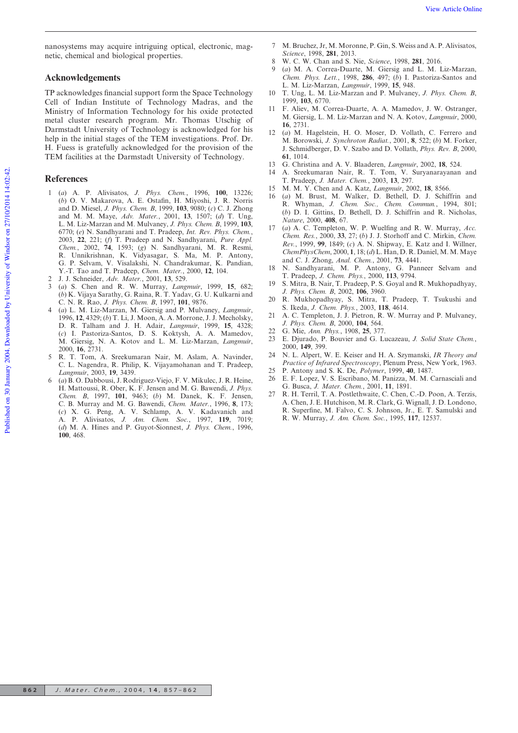nanosystems may acquire intriguing optical, electronic, magnetic, chemical and biological properties.

## Acknowledgements

TP acknowledges financial support form the Space Technology Cell of Indian Institute of Technology Madras, and the Ministry of Information Technology for his oxide protected metal cluster research program. Mr. Thomas Utschig of Darmstadt University of Technology is acknowledged for his help in the initial stages of the TEM investigations. Prof. Dr. H. Fuess is gratefully acknowledged for the provision of the TEM facilities at the Darmstadt University of Technology.

## References

1. (*a*) A. P. Alivisatos, *J. Phys. Chem.*, 1996, **100**, 13226; (*b*) O. V. Makarova, A. E. Ostafin, H. Miyoshi, J. R. Norris and D. Miesel, *J. Phys. Chem. B*, 1999, **103**, 9080; (*c*) C. J. Zhong and M. M. Maye, *Adv. Mater.*, 2001, **13**, 1507; (*d*) T. Ung, L. M. Liz-Marzan and M. Mulvaney, *J. Phys. Chem. B*, 1999, **103**, 6770; (*e*) N. Sandhyarani and T. Pradeep, *Int. Rev. Phys. Chem.*, 2003, **22**, 221; (*f*) T. Pradeep and N. Sandhyarani, *Pure Appl. Chem.*, 2002, **74**, 1593; (*g*) N. Sandhyarani, M. R. Resmi, R. Unnikrishnan, K. Vidyasagar, S. Ma, M. P. Antony, G. P. Selvam, V. Visalakshi, N. Chandrakumar, K. Pandian, Y.-T. Tao and T. Pradeep, *Chem. Mater.*, 2000, **12**, 104.
2. J. J. Schneider, *Adv. Mater.*, 2001, **13**, 529.
3. (*a*) S. Chen and R. W. Murray, *Langmuir*, 1999, **15**, 682; (*b*) K. Vijaya Sarathy, G. Raina, R. T. Yadav, G. U. Kulkarni and C. N. R. Rao, *J. Phys. Chem. B*, 1997, **101**, 9876.
4. (*a*) L. M. Liz-Marzan, M. Giersig and P. Mulvaney, *Langmuir*, 1996, **12**, 4329; (*b*) T. Li, J. Moon, A. A. Morrone, J. J. Mecholsky, D. R. Talham and J. H. Adair, *Langmuir*, 1999, **15**, 4328; (*c*) I. Pastoriza-Santos, D. S. Koktysh, A. A. Mamedov, M. Giersig, N. A. Kotov and L. M. Liz-Marzan, *Langmuir*, 2000, **16**, 2731.
5. R. T. Tom, A. Sreekumaran Nair, M. Aslam, A. Navinder, C. L. Nagendra, R. Philip, K. Vijayamohanan and T. Pradeep, *Langmuir*, 2003, **19**, 3439.
6. (*a*) B. O. Dabbousi, J. Rodriguez-Viejo, F. V. Mikulec, J. R. Heine, H. Mattoussi, R. Ober, K. F. Jensen and M. G. Bawendi, *J. Phys. Chem. B*, 1997, **101**, 9463; (*b*) M. Danek, K. F. Jensen, C. B. Murray and M. G. Bawendi, *Chem. Mater.*, 1996, **8**, 173; (*c*) X. G. Peng, A. V. Schlamp, A. V. Kadavanich and A. P. Alivisatos, *J. Am. Chem. Soc.*, 1997, **119**, 7019; (*d*) M. A. Hines and P. Guyot-Sionnest, *J. Phys. Chem.*, 1996, **100**, 468.
7. M. Bruchez, Jr, M. Moronne, P. Gin, S. Weiss and A. P. Alivisatos, *Science*, 1998, **281**, 2013.
8. W. C. W. Chan and S. Nie, *Science*, 1998, **281**, 2016.
9. (*a*) M. A. Correa-Duarte, M. Giersig and L. M. Liz-Marzan, *Chem. Phys. Lett.*, 1998, **286**, 497; (*b*) I. Pastoriza-Santos and L. M. Liz-Marzan, *Langmuir*, 1999, **15**, 948.
10. T. Ung, L. M. Liz-Marzan and P. Mulvaney, *J. Phys. Chem. B*, 1999, **103**, 6770.
11. F. Aliev, M. Correa-Duarte, A. A. Mamedov, J. W. Ostranger, M. Giersig, L. M. Liz-Marzan and N. A. Kotov, *Langmuir*, 2000, **16**, 2731.
12. (*a*) M. Hagelstein, H. O. Moser, D. Vollath, C. Ferrero and M. Borowski, *J. Synchroton Radiat.*, 2001, **8**, 522; (*b*) M. Forker, J. Schmidberger, D. V. Szabo and D. Vollath, *Phys. Rev. B*, 2000, **61**, 1014.
13. G. Christina and A. V. Blaaderen, *Langmuir*, 2002, **18**, 524.
14. A. Sreekumaran Nair, R. T. Tom, V. Suryanarayanan and T. Pradeep, *J. Mater. Chem.*, 2003, **13**, 297.
15. M. M. Y. Chen and A. Katz, *Langmuir*, 2002, **18**, 8566.
16. (*a*) M. Brust, M. Walker, D. Bethell, D. J. Schiffrin and R. Whyman, *J. Chem. Soc., Chem. Commun.*, 1994, 801; (*b*) D. I. Gittins, D. Bethell, D. J. Schiffrin and R. Nicholas, *Nature*, 2000, **408**, 67.
17. (*a*) A. C. Templeton, W. P. Wuelfing and R. W. Murray, *Acc. Chem. Res.*, 2000, **33**, 27; (*b*) J. J. Storhoff and C. Mirkin, *Chem. Rev.*, 1999, **99**, 1849; (*c*) A. N. Shipway, E. Katz and I. Willner, *ChemPhysChem*, 2000, **1**, 18; (*d*) L. Han, D. R. Daniel, M. M. Maye and C. J. Zhong, *Anal. Chem.*, 2001, **73**, 4441.
18. N. Sandhyarani, M. P. Antony, G. Panneer Selvam and T. Pradeep, *J. Chem. Phys.*, 2000, **113**, 9794.
19. S. Mitra, B. Nair, T. Pradeep, P. S. Goyal and R. Mukhopadhyay, *J. Phys. Chem. B*, 2002, **106**, 3960.
20. R. Mukhopadhyay, S. Mitra, T. Pradeep, T. Tsukushi and S. Ikeda, *J. Chem. Phys.*, 2003, **118**, 4614.
21. A. C. Templeton, J. J. Pietron, R. W. Murray and P. Mulvaney, *J. Phys. Chem. B*, 2000, **104**, 564.
22. G. Mie, *Ann. Phys.*, 1908, **25**, 377.
23. E. Djurado, P. Bouvier and G. Lucazeau, *J. Solid State Chem.*, 2000, **149**, 399.
24. N. L. Alpert, W. E. Keiser and H. A. Szymanski, *IR Theory and Practice of Infrared Spectroscopy*, Plenum Press, New York, 1963.
25. P. Antony and S. K. De, *Polymer*, 1999, **40**, 1487.
26. E. F. Lopez, V. S. Escribano, M. Panizza, M. M. Carnasciali and G. Busca, *J. Mater. Chem.*, 2001, **11**, 1891.
27. R. H. Terril, T. A. Postlethwaite, C. Chen, C.-D. Poon, A. Terzis, A. Chen, J. E. Hutchison, M. R. Clark, G. Wignall, J. D. Londono, R. Superfine, M. Falvo, C. S. Johnson, Jr., E. T. Samulski and R. W. Murray, *J. Am. Chem. Soc.*, 1995, **117**, 12537.